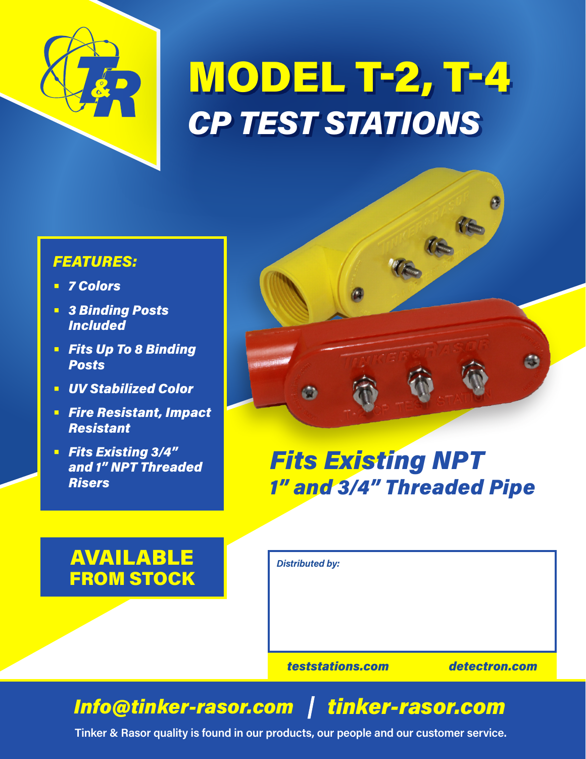# MODEL T-2, T-4

## *CP TEST STATIONS*

### *FEATURES:*

- ***7 Colors***
- ***3 Binding Posts Included***
- ***Fits Up To 8 Binding Posts***
- ***UV Stabilized Color***
- ***Fire Resistant, Impact Resistant***
- ***Fits Existing 3/4" and 1" NPT Threaded Risers***

## *Fits Existing NPT 1" and 3/4" Threaded Pipe*

**AVAILABLE FROM STOCK**

*Distributed by:*

***teststations.com*** ***detectron.com***

***Info@tinker-rasor.com | tinker-rasor.com***

**Tinker & Rasor quality is found in our products, our people and our customer service.**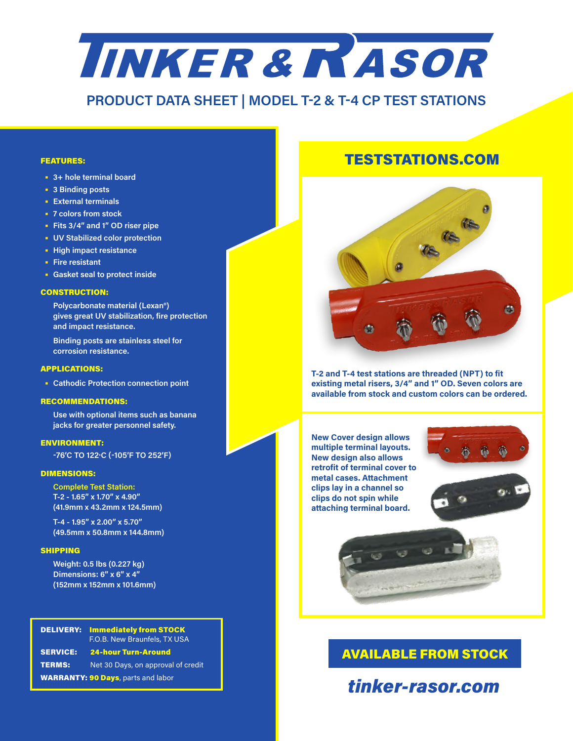# TINKER & RASOR

## PRODUCT DATA SHEET | MODEL T-2 & T-4 CP TEST STATIONS

### FEATURES:

- 3+ hole terminal board
- 3 Binding posts
- External terminals
- 7 colors from stock
- Fits 3/4" and 1" OD riser pipe
- UV Stabilized color protection
- High impact resistance
- Fire resistant
- Gasket seal to protect inside

### CONSTRUCTION:

Polycarbonate material (Lexan®) gives great UV stabilization, fire protection and impact resistance.

Binding posts are stainless steel for corrosion resistance.

### APPLICATIONS:

- Cathodic Protection connection point

### RECOMMENDATIONS:

Use with optional items such as banana jacks for greater personnel safety.

### ENVIRONMENT:

-76'C TO 122·C (-105'F TO 252'F)

### DIMENSIONS:

Complete Test Station:
T-2 - 1.65" x 1.70" x 4.90"
(41.9mm x 43.2mm x 124.5mm)

T-4 - 1.95" x 2.00" x 5.70"
(49.5mm x 50.8mm x 144.8mm)

### SHIPPING

Weight: 0.5 lbs (0.227 kg)
Dimensions: 6" x 6" x 4"
(152mm x 152mm x 101.6mm)

**DELIVERY:** **Immediately from STOCK**
F.O.B. New Braunfels, TX USA

**SERVICE:** **24-hour Turn-Around**

**TERMS:** Net 30 Days, on approval of credit

**WARRANTY:** **90 Days**, parts and labor

## TESTSTATIONS.COM

T-2 and T-4 test stations are threaded (NPT) to fit existing metal risers, 3/4" and 1" OD. Seven colors are available from stock and custom colors can be ordered.

New Cover design allows multiple terminal layouts. New design also allows retrofit of terminal cover to metal cases. Attachment clips lay in a channel so clips do not spin while attaching terminal board.

**AVAILABLE FROM STOCK**

*tinker-rasor.com*